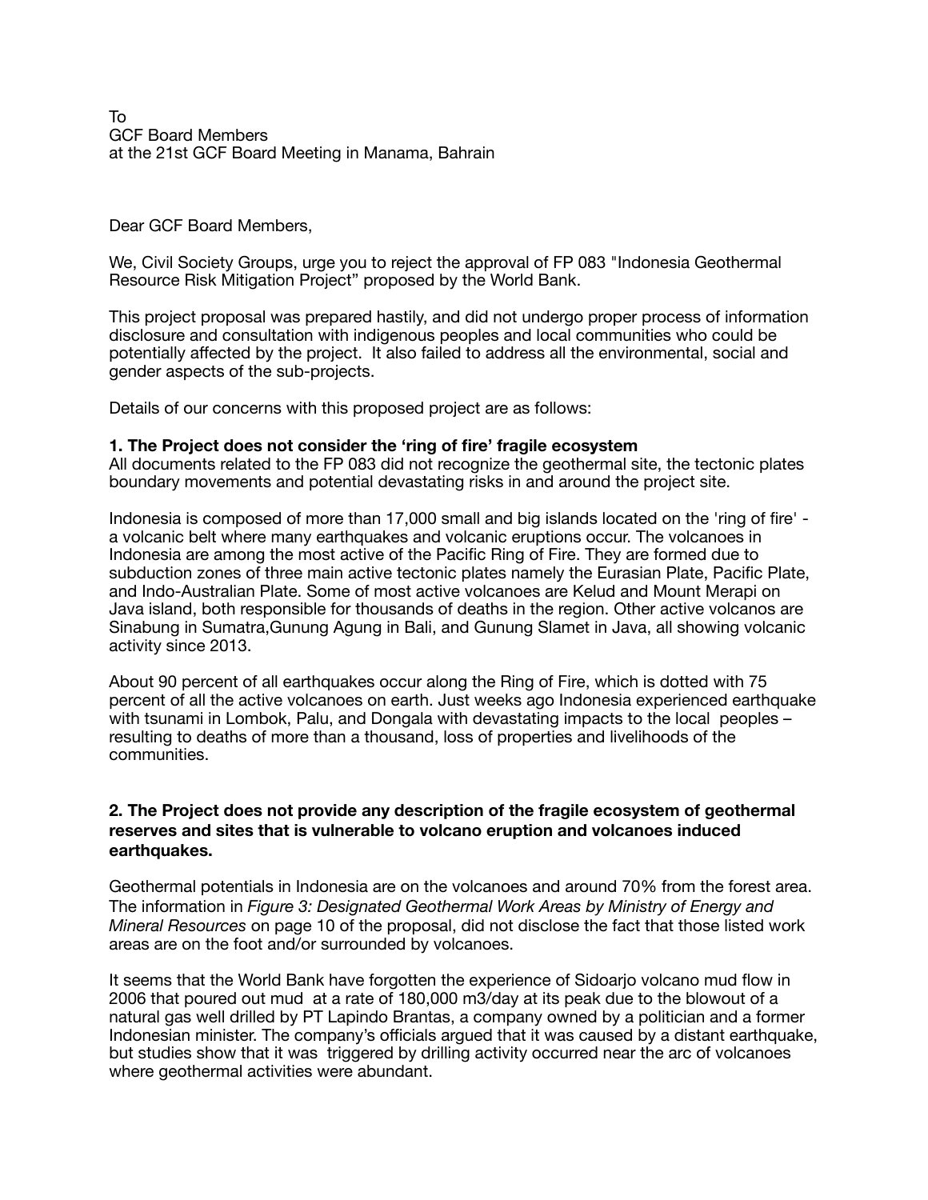To
GCF Board Members
at the 21st GCF Board Meeting in Manama, Bahrain

Dear GCF Board Members,

We, Civil Society Groups, urge you to reject the approval of FP 083 "Indonesia Geothermal Resource Risk Mitigation Project" proposed by the World Bank.

This project proposal was prepared hastily, and did not undergo proper process of information disclosure and consultation with indigenous peoples and local communities who could be potentially affected by the project. It also failed to address all the environmental, social and gender aspects of the sub-projects.

Details of our concerns with this proposed project are as follows:

**1. The Project does not consider the 'ring of fire' fragile ecosystem**
All documents related to the FP 083 did not recognize the geothermal site, the tectonic plates boundary movements and potential devastating risks in and around the project site.

Indonesia is composed of more than 17,000 small and big islands located on the 'ring of fire' - a volcanic belt where many earthquakes and volcanic eruptions occur. The volcanoes in Indonesia are among the most active of the Pacific Ring of Fire. They are formed due to subduction zones of three main active tectonic plates namely the Eurasian Plate, Pacific Plate, and Indo-Australian Plate. Some of most active volcanoes are Kelud and Mount Merapi on Java island, both responsible for thousands of deaths in the region. Other active volcanos are Sinabung in Sumatra,Gunung Agung in Bali, and Gunung Slamet in Java, all showing volcanic activity since 2013.

About 90 percent of all earthquakes occur along the Ring of Fire, which is dotted with 75 percent of all the active volcanoes on earth. Just weeks ago Indonesia experienced earthquake with tsunami in Lombok, Palu, and Dongala with devastating impacts to the local peoples – resulting to deaths of more than a thousand, loss of properties and livelihoods of the communities.

**2. The Project does not provide any description of the fragile ecosystem of geothermal reserves and sites that is vulnerable to volcano eruption and volcanoes induced earthquakes.**

Geothermal potentials in Indonesia are on the volcanoes and around 70% from the forest area. The information in *Figure 3: Designated Geothermal Work Areas by Ministry of Energy and Mineral Resources* on page 10 of the proposal, did not disclose the fact that those listed work areas are on the foot and/or surrounded by volcanoes.

It seems that the World Bank have forgotten the experience of Sidoarjo volcano mud flow in 2006 that poured out mud at a rate of 180,000 m3/day at its peak due to the blowout of a natural gas well drilled by PT Lapindo Brantas, a company owned by a politician and a former Indonesian minister. The company's officials argued that it was caused by a distant earthquake, but studies show that it was triggered by drilling activity occurred near the arc of volcanoes where geothermal activities were abundant.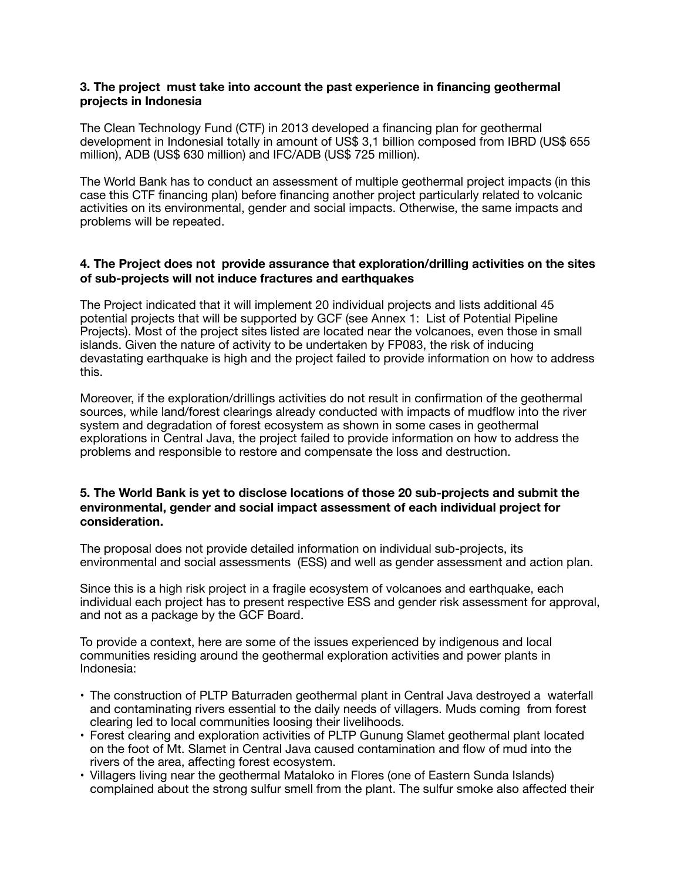**3. The project must take into account the past experience in financing geothermal projects in Indonesia**

The Clean Technology Fund (CTF) in 2013 developed a financing plan for geothermal development in Indonesial totally in amount of US$ 3,1 billion composed from IBRD (US$ 655 million), ADB (US$ 630 million) and IFC/ADB (US$ 725 million).

The World Bank has to conduct an assessment of multiple geothermal project impacts (in this case this CTF financing plan) before financing another project particularly related to volcanic activities on its environmental, gender and social impacts. Otherwise, the same impacts and problems will be repeated.

**4. The Project does not provide assurance that exploration/drilling activities on the sites of sub-projects will not induce fractures and earthquakes**

The Project indicated that it will implement 20 individual projects and lists additional 45 potential projects that will be supported by GCF (see Annex 1: List of Potential Pipeline Projects). Most of the project sites listed are located near the volcanoes, even those in small islands. Given the nature of activity to be undertaken by FP083, the risk of inducing devastating earthquake is high and the project failed to provide information on how to address this.

Moreover, if the exploration/drillings activities do not result in confirmation of the geothermal sources, while land/forest clearings already conducted with impacts of mudflow into the river system and degradation of forest ecosystem as shown in some cases in geothermal explorations in Central Java, the project failed to provide information on how to address the problems and responsible to restore and compensate the loss and destruction.

**5. The World Bank is yet to disclose locations of those 20 sub-projects and submit the environmental, gender and social impact assessment of each individual project for consideration.**

The proposal does not provide detailed information on individual sub-projects, its environmental and social assessments (ESS) and well as gender assessment and action plan.

Since this is a high risk project in a fragile ecosystem of volcanoes and earthquake, each individual each project has to present respective ESS and gender risk assessment for approval, and not as a package by the GCF Board.

To provide a context, here are some of the issues experienced by indigenous and local communities residing around the geothermal exploration activities and power plants in Indonesia:

- The construction of PLTP Baturraden geothermal plant in Central Java destroyed a waterfall and contaminating rivers essential to the daily needs of villagers. Muds coming from forest clearing led to local communities loosing their livelihoods.
- Forest clearing and exploration activities of PLTP Gunung Slamet geothermal plant located on the foot of Mt. Slamet in Central Java caused contamination and flow of mud into the rivers of the area, affecting forest ecosystem.
- Villagers living near the geothermal Mataloko in Flores (one of Eastern Sunda Islands) complained about the strong sulfur smell from the plant. The sulfur smoke also affected their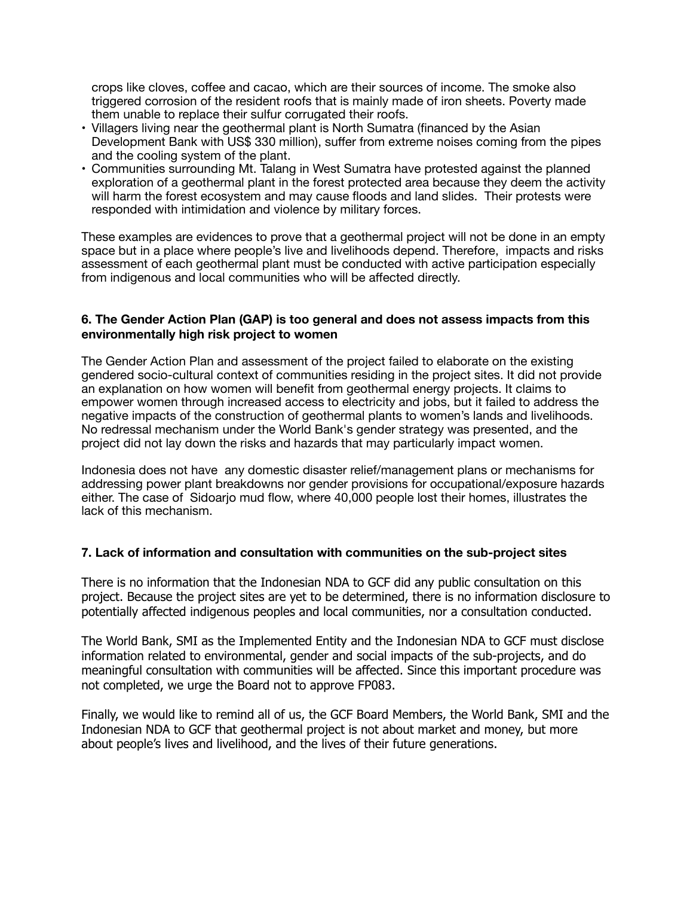crops like cloves, coffee and cacao, which are their sources of income. The smoke also triggered corrosion of the resident roofs that is mainly made of iron sheets. Poverty made them unable to replace their sulfur corrugated their roofs.

- Villagers living near the geothermal plant is North Sumatra (financed by the Asian Development Bank with US$ 330 million), suffer from extreme noises coming from the pipes and the cooling system of the plant.
- Communities surrounding Mt. Talang in West Sumatra have protested against the planned exploration of a geothermal plant in the forest protected area because they deem the activity will harm the forest ecosystem and may cause floods and land slides. Their protests were responded with intimidation and violence by military forces.

These examples are evidences to prove that a geothermal project will not be done in an empty space but in a place where people's live and livelihoods depend. Therefore, impacts and risks assessment of each geothermal plant must be conducted with active participation especially from indigenous and local communities who will be affected directly.

**6. The Gender Action Plan (GAP) is too general and does not assess impacts from this environmentally high risk project to women**

The Gender Action Plan and assessment of the project failed to elaborate on the existing gendered socio-cultural context of communities residing in the project sites. It did not provide an explanation on how women will benefit from geothermal energy projects. It claims to empower women through increased access to electricity and jobs, but it failed to address the negative impacts of the construction of geothermal plants to women's lands and livelihoods. No redressal mechanism under the World Bank's gender strategy was presented, and the project did not lay down the risks and hazards that may particularly impact women.

Indonesia does not have any domestic disaster relief/management plans or mechanisms for addressing power plant breakdowns nor gender provisions for occupational/exposure hazards either. The case of Sidoarjo mud flow, where 40,000 people lost their homes, illustrates the lack of this mechanism.

**7. Lack of information and consultation with communities on the sub-project sites**

There is no information that the Indonesian NDA to GCF did any public consultation on this project. Because the project sites are yet to be determined, there is no information disclosure to potentially affected indigenous peoples and local communities, nor a consultation conducted.

The World Bank, SMI as the Implemented Entity and the Indonesian NDA to GCF must disclose information related to environmental, gender and social impacts of the sub-projects, and do meaningful consultation with communities will be affected. Since this important procedure was not completed, we urge the Board not to approve FP083.

Finally, we would like to remind all of us, the GCF Board Members, the World Bank, SMI and the Indonesian NDA to GCF that geothermal project is not about market and money, but more about people's lives and livelihood, and the lives of their future generations.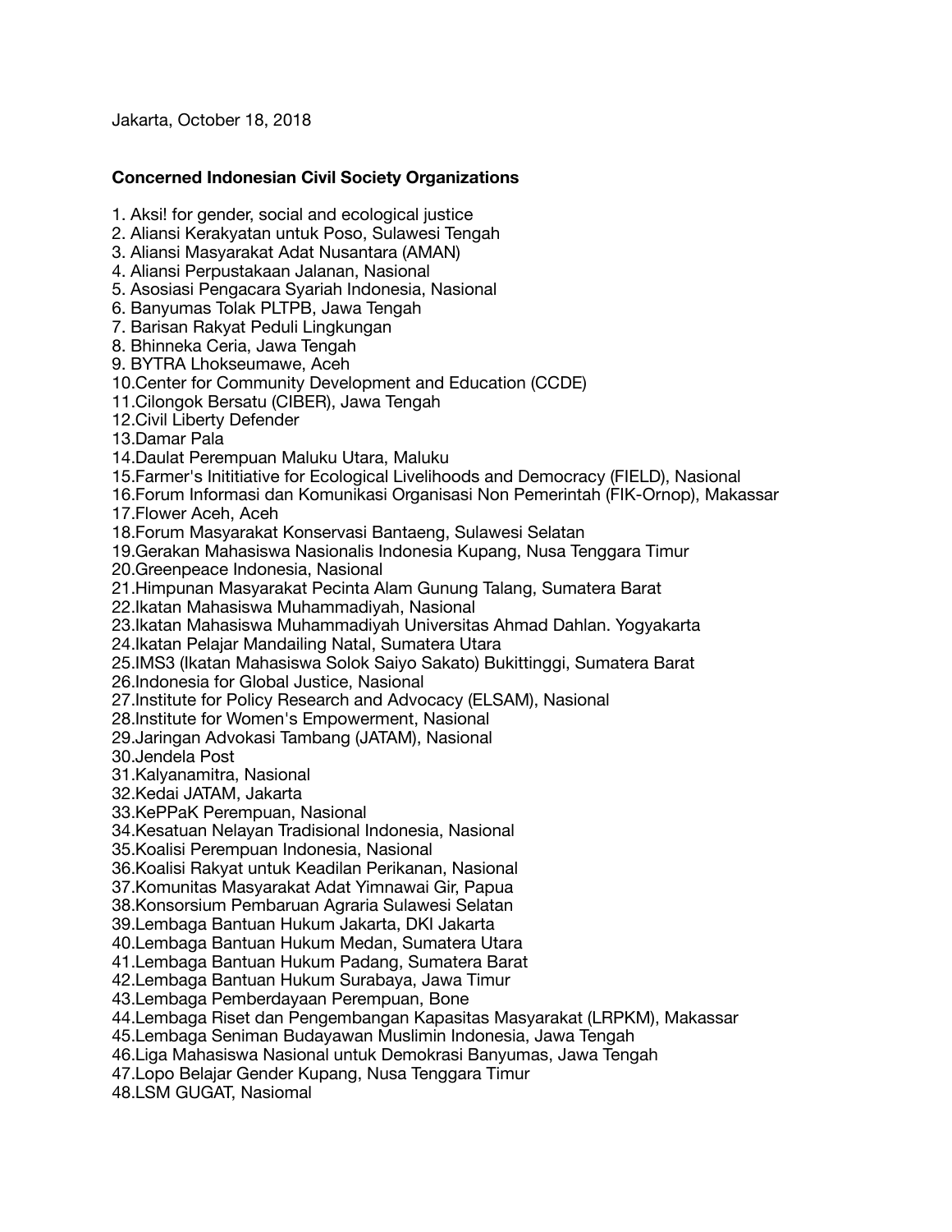Jakarta, October 18, 2018

**Concerned Indonesian Civil Society Organizations**

1. Aksi! for gender, social and ecological justice
2. Aliansi Kerakyatan untuk Poso, Sulawesi Tengah
3. Aliansi Masyarakat Adat Nusantara (AMAN)
4. Aliansi Perpustakaan Jalanan, Nasional
5. Asosiasi Pengacara Syariah Indonesia, Nasional
6. Banyumas Tolak PLTPB, Jawa Tengah
7. Barisan Rakyat Peduli Lingkungan
8. Bhinneka Ceria, Jawa Tengah
9. BYTRA Lhokseumawe, Aceh
10. Center for Community Development and Education (CCDE)
11. Cilongok Bersatu (CIBER), Jawa Tengah
12. Civil Liberty Defender
13. Damar Pala
14. Daulat Perempuan Maluku Utara, Maluku
15. Farmer's Inititiative for Ecological Livelihoods and Democracy (FIELD), Nasional
16. Forum Informasi dan Komunikasi Organisasi Non Pemerintah (FIK-Ornop), Makassar
17. Flower Aceh, Aceh
18. Forum Masyarakat Konservasi Bantaeng, Sulawesi Selatan
19. Gerakan Mahasiswa Nasionalis Indonesia Kupang, Nusa Tenggara Timur
20. Greenpeace Indonesia, Nasional
21. Himpunan Masyarakat Pecinta Alam Gunung Talang, Sumatera Barat
22. Ikatan Mahasiswa Muhammadiyah, Nasional
23. Ikatan Mahasiswa Muhammadiyah Universitas Ahmad Dahlan. Yogyakarta
24. Ikatan Pelajar Mandailing Natal, Sumatera Utara
25. IMS3 (Ikatan Mahasiswa Solok Saiyo Sakato) Bukittinggi, Sumatera Barat
26. Indonesia for Global Justice, Nasional
27. Institute for Policy Research and Advocacy (ELSAM), Nasional
28. Institute for Women's Empowerment, Nasional
29. Jaringan Advokasi Tambang (JATAM), Nasional
30. Jendela Post
31. Kalyanamitra, Nasional
32. Kedai JATAM, Jakarta
33. KePPaK Perempuan, Nasional
34. Kesatuan Nelayan Tradisional Indonesia, Nasional
35. Koalisi Perempuan Indonesia, Nasional
36. Koalisi Rakyat untuk Keadilan Perikanan, Nasional
37. Komunitas Masyarakat Adat Yimnawai Gir, Papua
38. Konsorsium Pembaruan Agraria Sulawesi Selatan
39. Lembaga Bantuan Hukum Jakarta, DKI Jakarta
40. Lembaga Bantuan Hukum Medan, Sumatera Utara
41. Lembaga Bantuan Hukum Padang, Sumatera Barat
42. Lembaga Bantuan Hukum Surabaya, Jawa Timur
43. Lembaga Pemberdayaan Perempuan, Bone
44. Lembaga Riset dan Pengembangan Kapasitas Masyarakat (LRPKM), Makassar
45. Lembaga Seniman Budayawan Muslimin Indonesia, Jawa Tengah
46. Liga Mahasiswa Nasional untuk Demokrasi Banyumas, Jawa Tengah
47. Lopo Belajar Gender Kupang, Nusa Tenggara Timur
48. LSM GUGAT, Nasiomal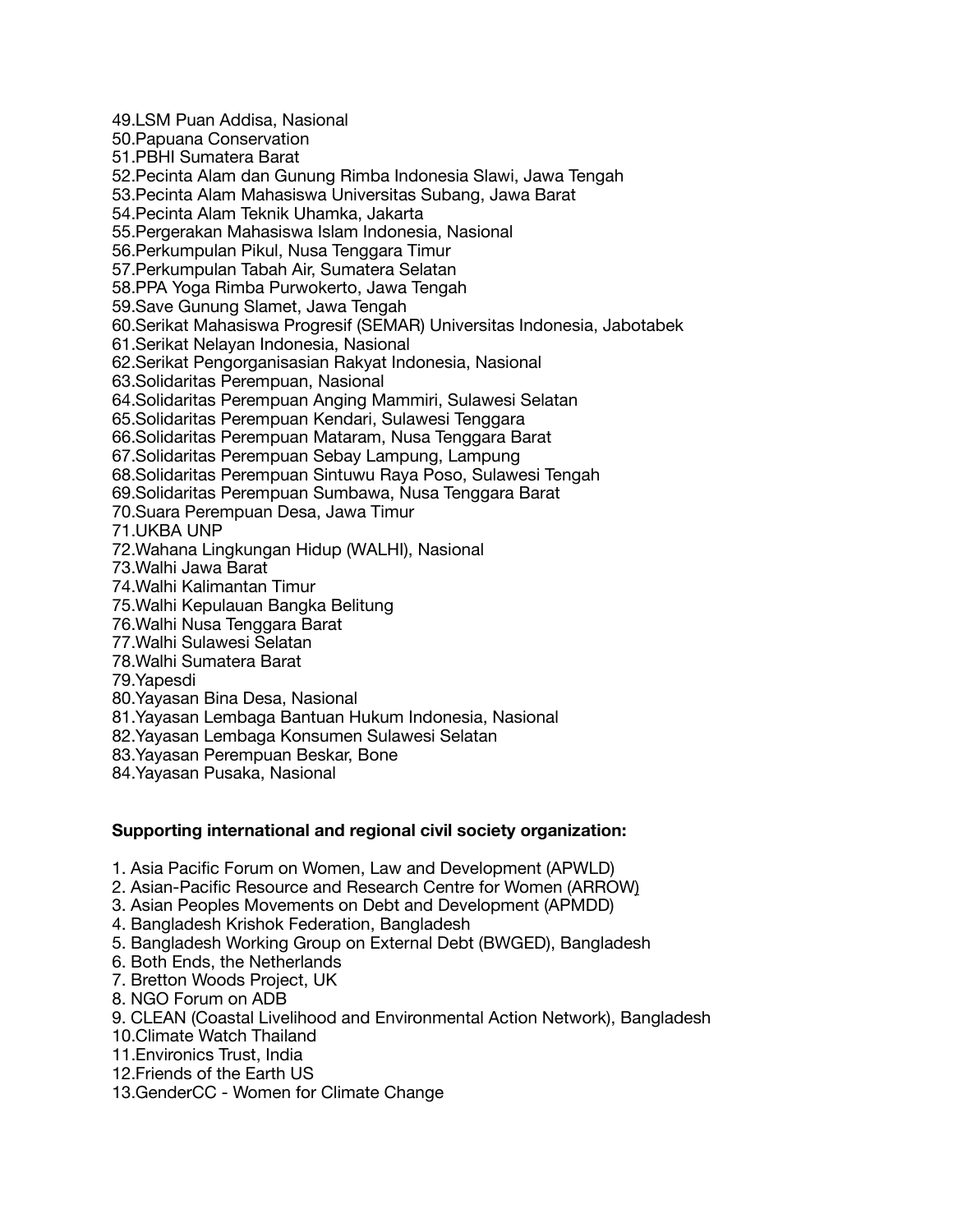49.LSM Puan Addisa, Nasional
50.Papuana Conservation
51.PBHI Sumatera Barat
52.Pecinta Alam dan Gunung Rimba Indonesia Slawi, Jawa Tengah
53.Pecinta Alam Mahasiswa Universitas Subang, Jawa Barat
54.Pecinta Alam Teknik Uhamka, Jakarta
55.Pergerakan Mahasiswa Islam Indonesia, Nasional
56.Perkumpulan Pikul, Nusa Tenggara Timur
57.Perkumpulan Tabah Air, Sumatera Selatan
58.PPA Yoga Rimba Purwokerto, Jawa Tengah
59.Save Gunung Slamet, Jawa Tengah
60.Serikat Mahasiswa Progresif (SEMAR) Universitas Indonesia, Jabotabek
61.Serikat Nelayan Indonesia, Nasional
62.Serikat Pengorganisasian Rakyat Indonesia, Nasional
63.Solidaritas Perempuan, Nasional
64.Solidaritas Perempuan Anging Mammiri, Sulawesi Selatan
65.Solidaritas Perempuan Kendari, Sulawesi Tenggara
66.Solidaritas Perempuan Mataram, Nusa Tenggara Barat
67.Solidaritas Perempuan Sebay Lampung, Lampung
68.Solidaritas Perempuan Sintuwu Raya Poso, Sulawesi Tengah
69.Solidaritas Perempuan Sumbawa, Nusa Tenggara Barat
70.Suara Perempuan Desa, Jawa Timur
71.UKBA UNP
72.Wahana Lingkungan Hidup (WALHI), Nasional
73.Walhi Jawa Barat
74.Walhi Kalimantan Timur
75.Walhi Kepulauan Bangka Belitung
76.Walhi Nusa Tenggara Barat
77.Walhi Sulawesi Selatan
78.Walhi Sumatera Barat
79.Yapesdi
80.Yayasan Bina Desa, Nasional
81.Yayasan Lembaga Bantuan Hukum Indonesia, Nasional
82.Yayasan Lembaga Konsumen Sulawesi Selatan
83.Yayasan Perempuan Beskar, Bone
84.Yayasan Pusaka, Nasional

**Supporting international and regional civil society organization:**

1. Asia Pacific Forum on Women, Law and Development (APWLD)
2. Asian-Pacific Resource and Research Centre for Women (ARROW)
3. Asian Peoples Movements on Debt and Development (APMDD)
4. Bangladesh Krishok Federation, Bangladesh
5. Bangladesh Working Group on External Debt (BWGED), Bangladesh
6. Both Ends, the Netherlands
7. Bretton Woods Project, UK
8. NGO Forum on ADB
9. CLEAN (Coastal Livelihood and Environmental Action Network), Bangladesh
10.Climate Watch Thailand
11.Environics Trust, India
12.Friends of the Earth US
13.GenderCC - Women for Climate Change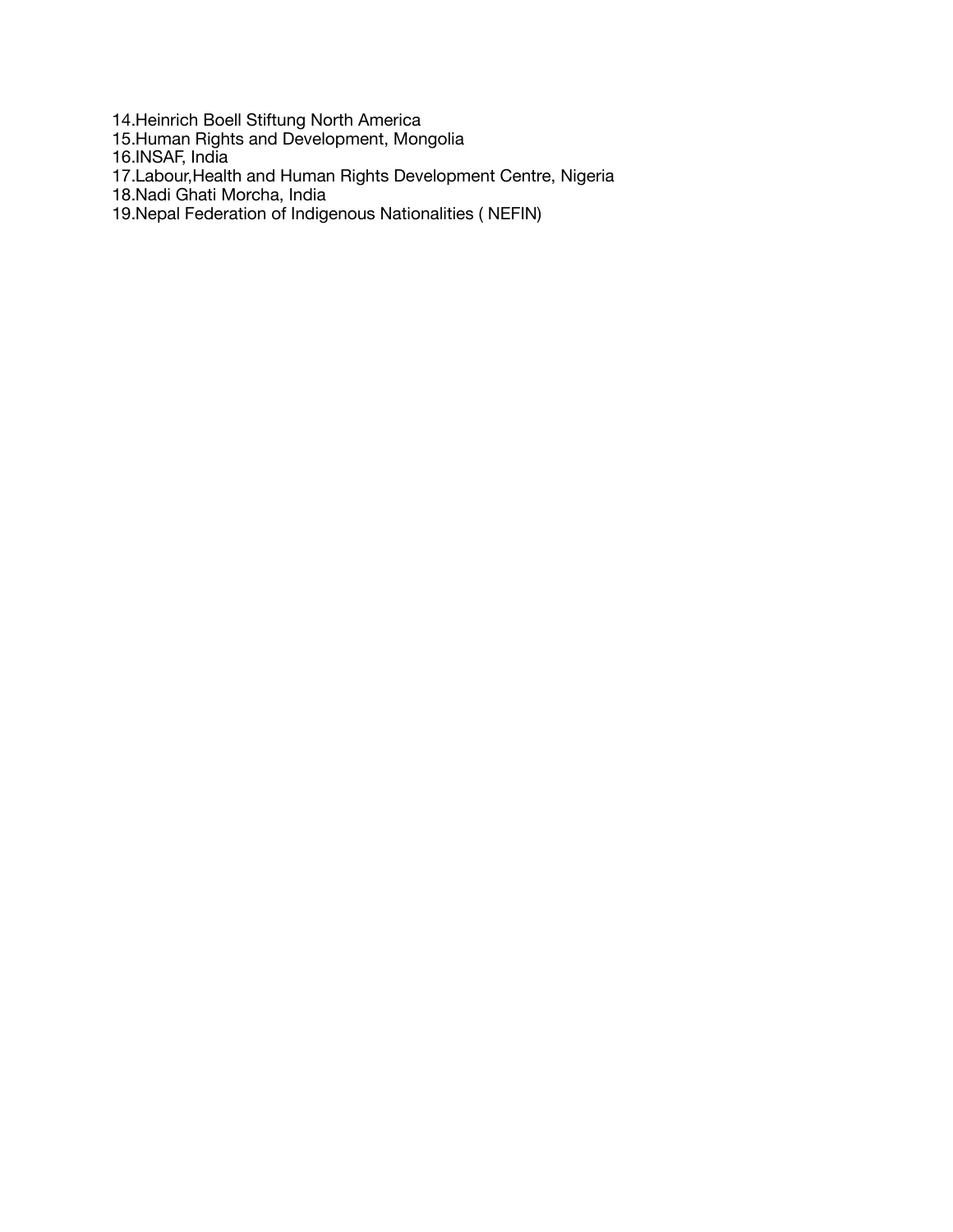14.Heinrich Boell Stiftung North America
15.Human Rights and Development, Mongolia
16.INSAF, India
17.Labour,Health and Human Rights Development Centre, Nigeria
18.Nadi Ghati Morcha, India
19.Nepal Federation of Indigenous Nationalities ( NEFIN)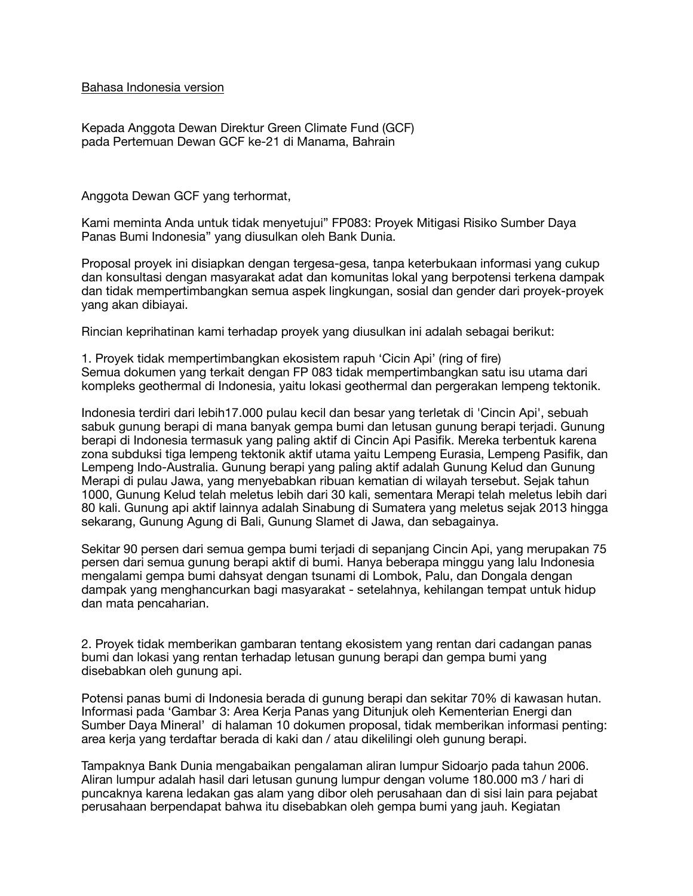Bahasa Indonesia version

Kepada Anggota Dewan Direktur Green Climate Fund (GCF)
pada Pertemuan Dewan GCF ke-21 di Manama, Bahrain

Anggota Dewan GCF yang terhormat,

Kami meminta Anda untuk tidak menyetujui" FP083: Proyek Mitigasi Risiko Sumber Daya Panas Bumi Indonesia" yang diusulkan oleh Bank Dunia.

Proposal proyek ini disiapkan dengan tergesa-gesa, tanpa keterbukaan informasi yang cukup dan konsultasi dengan masyarakat adat dan komunitas lokal yang berpotensi terkena dampak dan tidak mempertimbangkan semua aspek lingkungan, sosial dan gender dari proyek-proyek yang akan dibiayai.

Rincian keprihatinan kami terhadap proyek yang diusulkan ini adalah sebagai berikut:

1. Proyek tidak mempertimbangkan ekosistem rapuh 'Cicin Api' (ring of fire)
Semua dokumen yang terkait dengan FP 083 tidak mempertimbangkan satu isu utama dari kompleks geothermal di Indonesia, yaitu lokasi geothermal dan pergerakan lempeng tektonik.

Indonesia terdiri dari lebih17.000 pulau kecil dan besar yang terletak di 'Cincin Api', sebuah sabuk gunung berapi di mana banyak gempa bumi dan letusan gunung berapi terjadi. Gunung berapi di Indonesia termasuk yang paling aktif di Cincin Api Pasifik. Mereka terbentuk karena zona subduksi tiga lempeng tektonik aktif utama yaitu Lempeng Eurasia, Lempeng Pasifik, dan Lempeng Indo-Australia. Gunung berapi yang paling aktif adalah Gunung Kelud dan Gunung Merapi di pulau Jawa, yang menyebabkan ribuan kematian di wilayah tersebut. Sejak tahun 1000, Gunung Kelud telah meletus lebih dari 30 kali, sementara Merapi telah meletus lebih dari 80 kali. Gunung api aktif lainnya adalah Sinabung di Sumatera yang meletus sejak 2013 hingga sekarang, Gunung Agung di Bali, Gunung Slamet di Jawa, dan sebagainya.

Sekitar 90 persen dari semua gempa bumi terjadi di sepanjang Cincin Api, yang merupakan 75 persen dari semua gunung berapi aktif di bumi. Hanya beberapa minggu yang lalu Indonesia mengalami gempa bumi dahsyat dengan tsunami di Lombok, Palu, dan Dongala dengan dampak yang menghancurkan bagi masyarakat - setelahnya, kehilangan tempat untuk hidup dan mata pencaharian.

2. Proyek tidak memberikan gambaran tentang ekosistem yang rentan dari cadangan panas bumi dan lokasi yang rentan terhadap letusan gunung berapi dan gempa bumi yang disebabkan oleh gunung api.

Potensi panas bumi di Indonesia berada di gunung berapi dan sekitar 70% di kawasan hutan. Informasi pada 'Gambar 3: Area Kerja Panas yang Ditunjuk oleh Kementerian Energi dan Sumber Daya Mineral' di halaman 10 dokumen proposal, tidak memberikan informasi penting: area kerja yang terdaftar berada di kaki dan / atau dikelilingi oleh gunung berapi.

Tampaknya Bank Dunia mengabaikan pengalaman aliran lumpur Sidoarjo pada tahun 2006. Aliran lumpur adalah hasil dari letusan gunung lumpur dengan volume 180.000 m3 / hari di puncaknya karena ledakan gas alam yang dibor oleh perusahaan dan di sisi lain para pejabat perusahaan berpendapat bahwa itu disebabkan oleh gempa bumi yang jauh. Kegiatan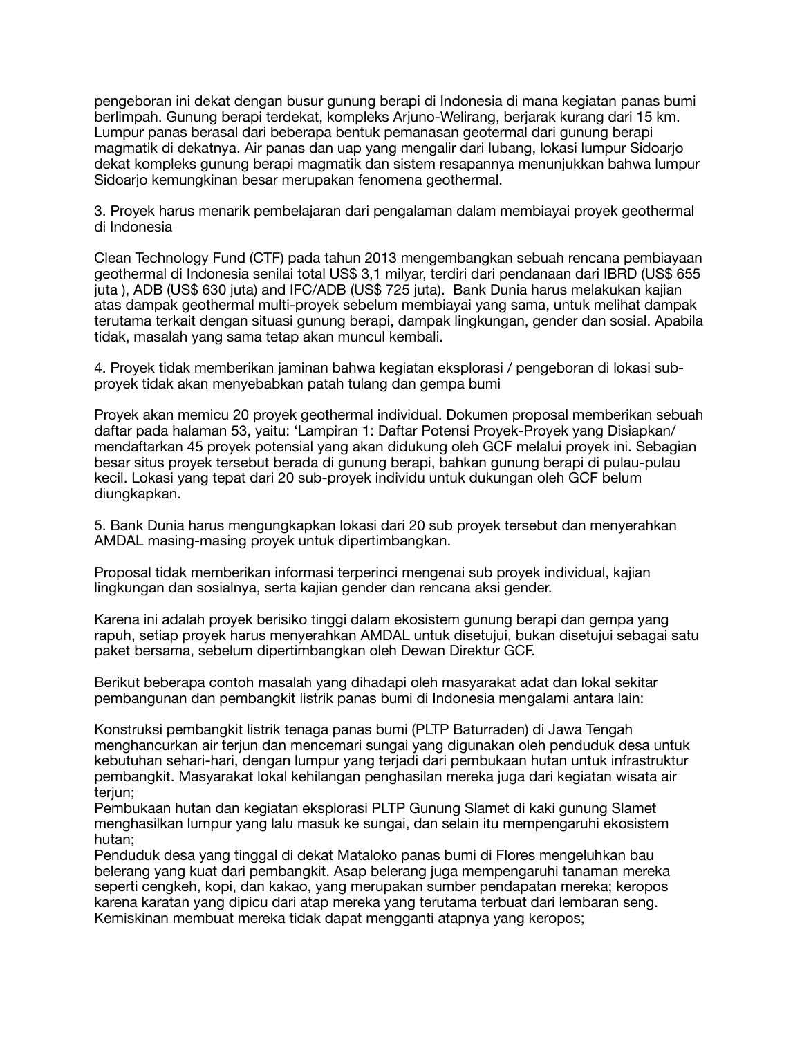pengeboran ini dekat dengan busur gunung berapi di Indonesia di mana kegiatan panas bumi berlimpah. Gunung berapi terdekat, kompleks Arjuno-Welirang, berjarak kurang dari 15 km. Lumpur panas berasal dari beberapa bentuk pemanasan geotermal dari gunung berapi magmatik di dekatnya. Air panas dan uap yang mengalir dari lubang, lokasi lumpur Sidoarjo dekat kompleks gunung berapi magmatik dan sistem resapannya menunjukkan bahwa lumpur Sidoarjo kemungkinan besar merupakan fenomena geothermal.

3. Proyek harus menarik pembelajaran dari pengalaman dalam membiayai proyek geothermal di Indonesia

Clean Technology Fund (CTF) pada tahun 2013 mengembangkan sebuah rencana pembiayaan geothermal di Indonesia senilai total US$ 3,1 milyar, terdiri dari pendanaan dari IBRD (US$ 655 juta ), ADB (US$ 630 juta) and IFC/ADB (US$ 725 juta). Bank Dunia harus melakukan kajian atas dampak geothermal multi-proyek sebelum membiayai yang sama, untuk melihat dampak terutama terkait dengan situasi gunung berapi, dampak lingkungan, gender dan sosial. Apabila tidak, masalah yang sama tetap akan muncul kembali.

4. Proyek tidak memberikan jaminan bahwa kegiatan eksplorasi / pengeboran di lokasi sub-proyek tidak akan menyebabkan patah tulang dan gempa bumi

Proyek akan memicu 20 proyek geothermal individual. Dokumen proposal memberikan sebuah daftar pada halaman 53, yaitu: 'Lampiran 1: Daftar Potensi Proyek-Proyek yang Disiapkan/ mendaftarkan 45 proyek potensial yang akan didukung oleh GCF melalui proyek ini. Sebagian besar situs proyek tersebut berada di gunung berapi, bahkan gunung berapi di pulau-pulau kecil. Lokasi yang tepat dari 20 sub-proyek individu untuk dukungan oleh GCF belum diungkapkan.

5. Bank Dunia harus mengungkapkan lokasi dari 20 sub proyek tersebut dan menyerahkan AMDAL masing-masing proyek untuk dipertimbangkan.

Proposal tidak memberikan informasi terperinci mengenai sub proyek individual, kajian lingkungan dan sosialnya, serta kajian gender dan rencana aksi gender.

Karena ini adalah proyek berisiko tinggi dalam ekosistem gunung berapi dan gempa yang rapuh, setiap proyek harus menyerahkan AMDAL untuk disetujui, bukan disetujui sebagai satu paket bersama, sebelum dipertimbangkan oleh Dewan Direktur GCF.

Berikut beberapa contoh masalah yang dihadapi oleh masyarakat adat dan lokal sekitar pembangunan dan pembangkit listrik panas bumi di Indonesia mengalami antara lain:

Konstruksi pembangkit listrik tenaga panas bumi (PLTP Baturraden) di Jawa Tengah menghancurkan air terjun dan mencemari sungai yang digunakan oleh penduduk desa untuk kebutuhan sehari-hari, dengan lumpur yang terjadi dari pembukaan hutan untuk infrastruktur pembangkit. Masyarakat lokal kehilangan penghasilan mereka juga dari kegiatan wisata air terjun;
Pembukaan hutan dan kegiatan eksplorasi PLTP Gunung Slamet di kaki gunung Slamet menghasilkan lumpur yang lalu masuk ke sungai, dan selain itu mempengaruhi ekosistem hutan;
Penduduk desa yang tinggal di dekat Mataloko panas bumi di Flores mengeluhkan bau belerang yang kuat dari pembangkit. Asap belerang juga mempengaruhi tanaman mereka seperti cengkeh, kopi, dan kakao, yang merupakan sumber pendapatan mereka; keropos karena karatan yang dipicu dari atap mereka yang terutama terbuat dari lembaran seng. Kemiskinan membuat mereka tidak dapat mengganti atapnya yang keropos;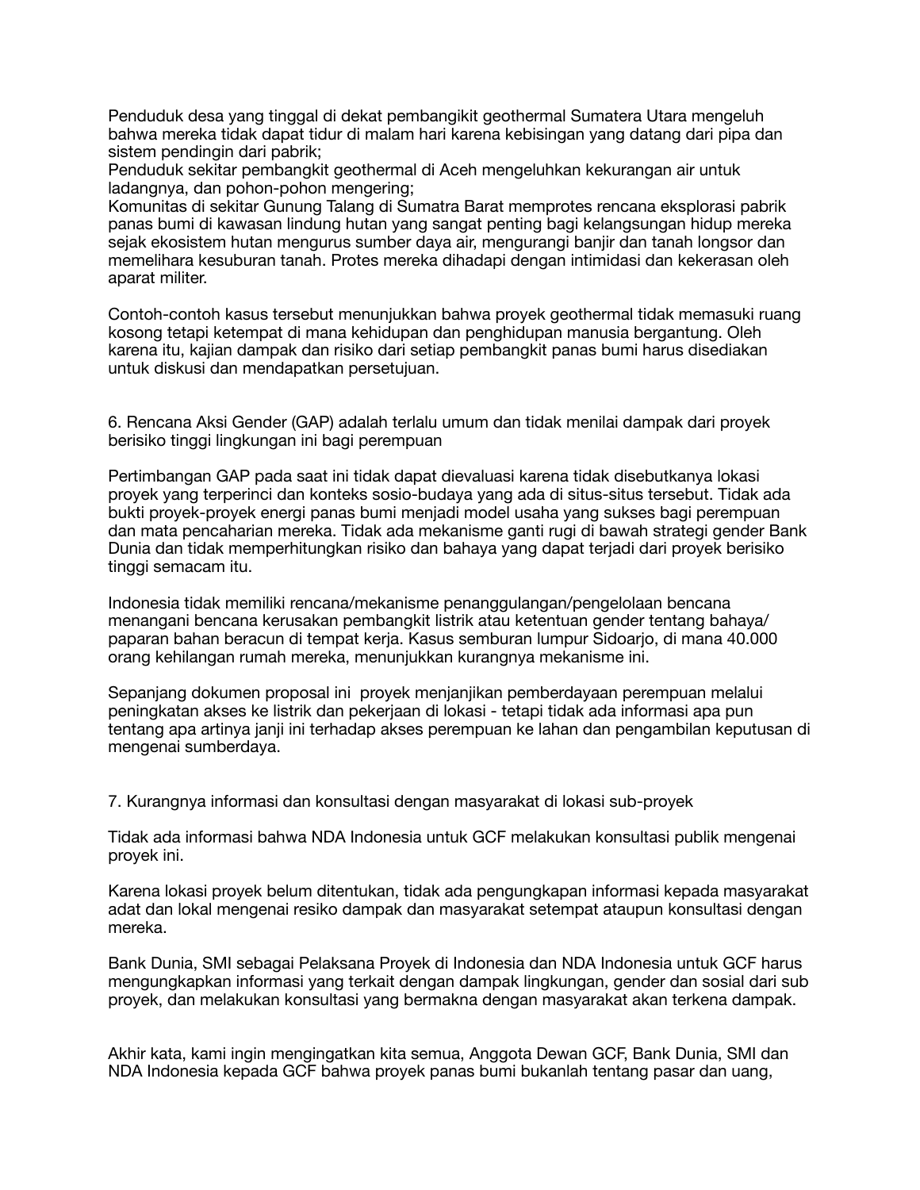Penduduk desa yang tinggal di dekat pembangikit geothermal Sumatera Utara mengeluh bahwa mereka tidak dapat tidur di malam hari karena kebisingan yang datang dari pipa dan sistem pendingin dari pabrik;
Penduduk sekitar pembangkit geothermal di Aceh mengeluhkan kekurangan air untuk ladangnya, dan pohon-pohon mengering;
Komunitas di sekitar Gunung Talang di Sumatra Barat memprotes rencana eksplorasi pabrik panas bumi di kawasan lindung hutan yang sangat penting bagi kelangsungan hidup mereka sejak ekosistem hutan mengurus sumber daya air, mengurangi banjir dan tanah longsor dan memelihara kesuburan tanah. Protes mereka dihadapi dengan intimidasi dan kekerasan oleh aparat militer.

Contoh-contoh kasus tersebut menunjukkan bahwa proyek geothermal tidak memasuki ruang kosong tetapi ketempat di mana kehidupan dan penghidupan manusia bergantung. Oleh karena itu, kajian dampak dan risiko dari setiap pembangkit panas bumi harus disediakan untuk diskusi dan mendapatkan persetujuan.

6. Rencana Aksi Gender (GAP) adalah terlalu umum dan tidak menilai dampak dari proyek berisiko tinggi lingkungan ini bagi perempuan

Pertimbangan GAP pada saat ini tidak dapat dievaluasi karena tidak disebutkanya lokasi proyek yang terperinci dan konteks sosio-budaya yang ada di situs-situs tersebut. Tidak ada bukti proyek-proyek energi panas bumi menjadi model usaha yang sukses bagi perempuan dan mata pencaharian mereka. Tidak ada mekanisme ganti rugi di bawah strategi gender Bank Dunia dan tidak memperhitungkan risiko dan bahaya yang dapat terjadi dari proyek berisiko tinggi semacam itu.

Indonesia tidak memiliki rencana/mekanisme penanggulangan/pengelolaan bencana menangani bencana kerusakan pembangkit listrik atau ketentuan gender tentang bahaya/ paparan bahan beracun di tempat kerja. Kasus semburan lumpur Sidoarjo, di mana 40.000 orang kehilangan rumah mereka, menunjukkan kurangnya mekanisme ini.

Sepanjang dokumen proposal ini proyek menjanjikan pemberdayaan perempuan melalui peningkatan akses ke listrik dan pekerjaan di lokasi - tetapi tidak ada informasi apa pun tentang apa artinya janji ini terhadap akses perempuan ke lahan dan pengambilan keputusan di mengenai sumberdaya.

7. Kurangnya informasi dan konsultasi dengan masyarakat di lokasi sub-proyek

Tidak ada informasi bahwa NDA Indonesia untuk GCF melakukan konsultasi publik mengenai proyek ini.

Karena lokasi proyek belum ditentukan, tidak ada pengungkapan informasi kepada masyarakat adat dan lokal mengenai resiko dampak dan masyarakat setempat ataupun konsultasi dengan mereka.

Bank Dunia, SMI sebagai Pelaksana Proyek di Indonesia dan NDA Indonesia untuk GCF harus mengungkapkan informasi yang terkait dengan dampak lingkungan, gender dan sosial dari sub proyek, dan melakukan konsultasi yang bermakna dengan masyarakat akan terkena dampak.

Akhir kata, kami ingin mengingatkan kita semua, Anggota Dewan GCF, Bank Dunia, SMI dan NDA Indonesia kepada GCF bahwa proyek panas bumi bukanlah tentang pasar dan uang,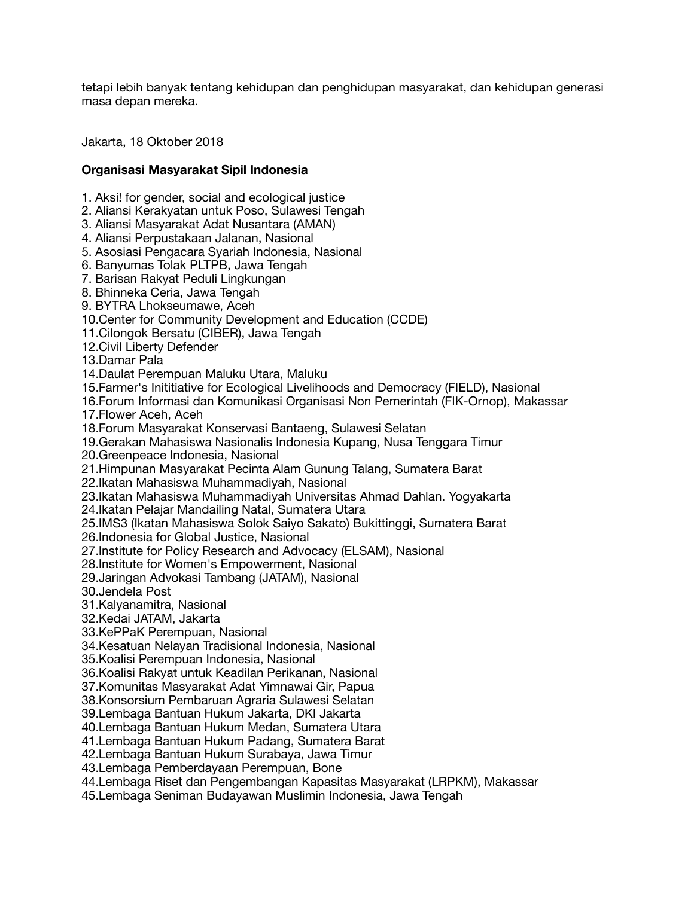tetapi lebih banyak tentang kehidupan dan penghidupan masyarakat, dan kehidupan generasi masa depan mereka.

Jakarta, 18 Oktober 2018

**Organisasi Masyarakat Sipil Indonesia**

1. Aksi! for gender, social and ecological justice
2. Aliansi Kerakyatan untuk Poso, Sulawesi Tengah
3. Aliansi Masyarakat Adat Nusantara (AMAN)
4. Aliansi Perpustakaan Jalanan, Nasional
5. Asosiasi Pengacara Syariah Indonesia, Nasional
6. Banyumas Tolak PLTPB, Jawa Tengah
7. Barisan Rakyat Peduli Lingkungan
8. Bhinneka Ceria, Jawa Tengah
9. BYTRA Lhokseumawe, Aceh
10. Center for Community Development and Education (CCDE)
11. Cilongok Bersatu (CIBER), Jawa Tengah
12. Civil Liberty Defender
13. Damar Pala
14. Daulat Perempuan Maluku Utara, Maluku
15. Farmer's Inititiative for Ecological Livelihoods and Democracy (FIELD), Nasional
16. Forum Informasi dan Komunikasi Organisasi Non Pemerintah (FIK-Ornop), Makassar
17. Flower Aceh, Aceh
18. Forum Masyarakat Konservasi Bantaeng, Sulawesi Selatan
19. Gerakan Mahasiswa Nasionalis Indonesia Kupang, Nusa Tenggara Timur
20. Greenpeace Indonesia, Nasional
21. Himpunan Masyarakat Pecinta Alam Gunung Talang, Sumatera Barat
22. Ikatan Mahasiswa Muhammadiyah, Nasional
23. Ikatan Mahasiswa Muhammadiyah Universitas Ahmad Dahlan. Yogyakarta
24. Ikatan Pelajar Mandailing Natal, Sumatera Utara
25. IMS3 (Ikatan Mahasiswa Solok Saiyo Sakato) Bukittinggi, Sumatera Barat
26. Indonesia for Global Justice, Nasional
27. Institute for Policy Research and Advocacy (ELSAM), Nasional
28. Institute for Women's Empowerment, Nasional
29. Jaringan Advokasi Tambang (JATAM), Nasional
30. Jendela Post
31. Kalyanamitra, Nasional
32. Kedai JATAM, Jakarta
33. KePPaK Perempuan, Nasional
34. Kesatuan Nelayan Tradisional Indonesia, Nasional
35. Koalisi Perempuan Indonesia, Nasional
36. Koalisi Rakyat untuk Keadilan Perikanan, Nasional
37. Komunitas Masyarakat Adat Yimnawai Gir, Papua
38. Konsorsium Pembaruan Agraria Sulawesi Selatan
39. Lembaga Bantuan Hukum Jakarta, DKI Jakarta
40. Lembaga Bantuan Hukum Medan, Sumatera Utara
41. Lembaga Bantuan Hukum Padang, Sumatera Barat
42. Lembaga Bantuan Hukum Surabaya, Jawa Timur
43. Lembaga Pemberdayaan Perempuan, Bone
44. Lembaga Riset dan Pengembangan Kapasitas Masyarakat (LRPKM), Makassar
45. Lembaga Seniman Budayawan Muslimin Indonesia, Jawa Tengah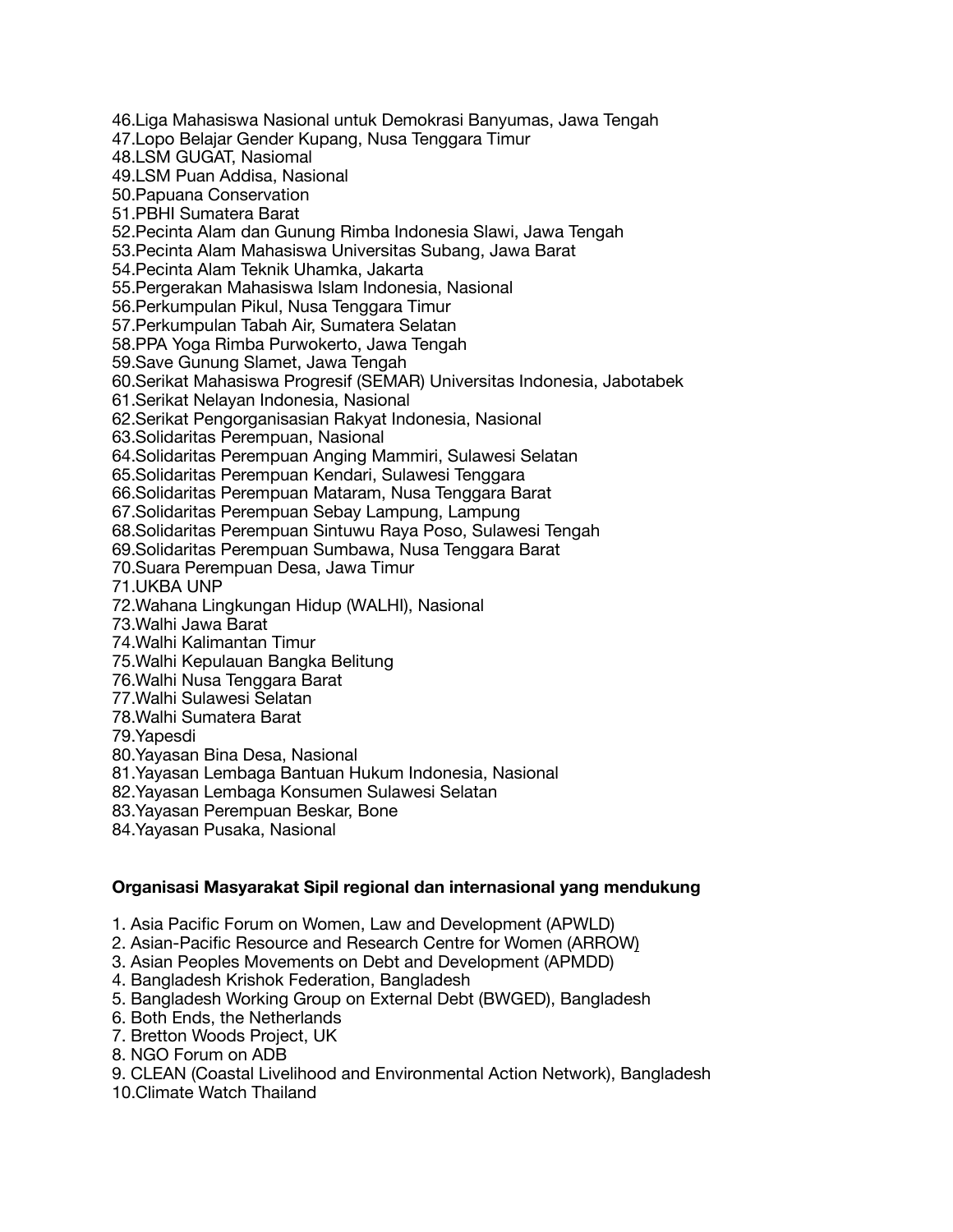46.Liga Mahasiswa Nasional untuk Demokrasi Banyumas, Jawa Tengah
47.Lopo Belajar Gender Kupang, Nusa Tenggara Timur
48.LSM GUGAT, Nasiomal
49.LSM Puan Addisa, Nasional
50.Papuana Conservation
51.PBHI Sumatera Barat
52.Pecinta Alam dan Gunung Rimba Indonesia Slawi, Jawa Tengah
53.Pecinta Alam Mahasiswa Universitas Subang, Jawa Barat
54.Pecinta Alam Teknik Uhamka, Jakarta
55.Pergerakan Mahasiswa Islam Indonesia, Nasional
56.Perkumpulan Pikul, Nusa Tenggara Timur
57.Perkumpulan Tabah Air, Sumatera Selatan
58.PPA Yoga Rimba Purwokerto, Jawa Tengah
59.Save Gunung Slamet, Jawa Tengah
60.Serikat Mahasiswa Progresif (SEMAR) Universitas Indonesia, Jabotabek
61.Serikat Nelayan Indonesia, Nasional
62.Serikat Pengorganisasian Rakyat Indonesia, Nasional
63.Solidaritas Perempuan, Nasional
64.Solidaritas Perempuan Anging Mammiri, Sulawesi Selatan
65.Solidaritas Perempuan Kendari, Sulawesi Tenggara
66.Solidaritas Perempuan Mataram, Nusa Tenggara Barat
67.Solidaritas Perempuan Sebay Lampung, Lampung
68.Solidaritas Perempuan Sintuwu Raya Poso, Sulawesi Tengah
69.Solidaritas Perempuan Sumbawa, Nusa Tenggara Barat
70.Suara Perempuan Desa, Jawa Timur
71.UKBA UNP
72.Wahana Lingkungan Hidup (WALHI), Nasional
73.Walhi Jawa Barat
74.Walhi Kalimantan Timur
75.Walhi Kepulauan Bangka Belitung
76.Walhi Nusa Tenggara Barat
77.Walhi Sulawesi Selatan
78.Walhi Sumatera Barat
79.Yapesdi
80.Yayasan Bina Desa, Nasional
81.Yayasan Lembaga Bantuan Hukum Indonesia, Nasional
82.Yayasan Lembaga Konsumen Sulawesi Selatan
83.Yayasan Perempuan Beskar, Bone
84.Yayasan Pusaka, Nasional

**Organisasi Masyarakat Sipil regional dan internasional yang mendukung**

1. Asia Pacific Forum on Women, Law and Development (APWLD)
2. Asian-Pacific Resource and Research Centre for Women (ARROW)
3. Asian Peoples Movements on Debt and Development (APMDD)
4. Bangladesh Krishok Federation, Bangladesh
5. Bangladesh Working Group on External Debt (BWGED), Bangladesh
6. Both Ends, the Netherlands
7. Bretton Woods Project, UK
8. NGO Forum on ADB
9. CLEAN (Coastal Livelihood and Environmental Action Network), Bangladesh
10.Climate Watch Thailand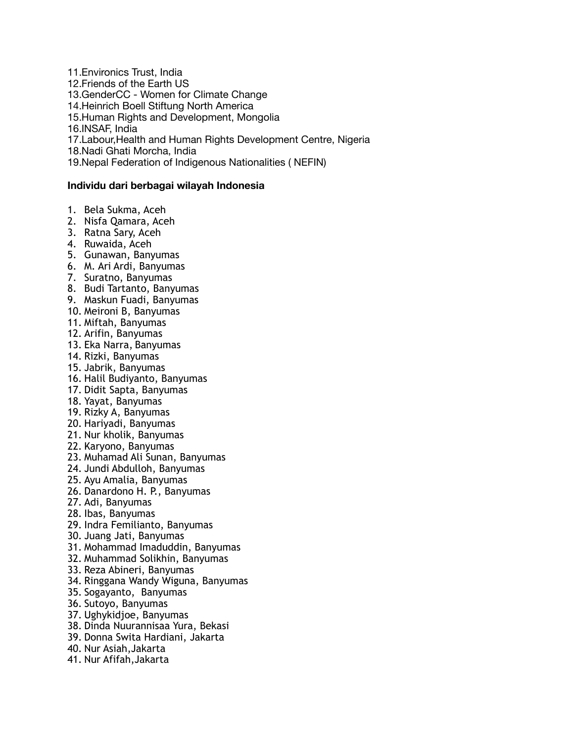11. Environics Trust, India
12. Friends of the Earth US
13. GenderCC - Women for Climate Change
14. Heinrich Boell Stiftung North America
15. Human Rights and Development, Mongolia
16. INSAF, India
17. Labour,Health and Human Rights Development Centre, Nigeria
18. Nadi Ghati Morcha, India
19. Nepal Federation of Indigenous Nationalities ( NEFIN)

**Individu dari berbagai wilayah Indonesia**

1. Bela Sukma, Aceh
2. Nisfa Qamara, Aceh
3. Ratna Sary, Aceh
4. Ruwaida, Aceh
5. Gunawan, Banyumas
6. M. Ari Ardi, Banyumas
7. Suratno, Banyumas
8. Budi Tartanto, Banyumas
9. Maskun Fuadi, Banyumas
10. Meironi B, Banyumas
11. Miftah, Banyumas
12. Arifin, Banyumas
13. Eka Narra, Banyumas
14. Rizki, Banyumas
15. Jabrik, Banyumas
16. Halil Budiyanto, Banyumas
17. Didit Sapta, Banyumas
18. Yayat, Banyumas
19. Rizky A, Banyumas
20. Hariyadi, Banyumas
21. Nur kholik, Banyumas
22. Karyono, Banyumas
23. Muhamad Ali Sunan, Banyumas
24. Jundi Abdulloh, Banyumas
25. Ayu Amalia, Banyumas
26. Danardono H. P., Banyumas
27. Adi, Banyumas
28. Ibas, Banyumas
29. Indra Femilianto, Banyumas
30. Juang Jati, Banyumas
31. Mohammad Imaduddin, Banyumas
32. Muhammad Solikhin, Banyumas
33. Reza Abineri, Banyumas
34. Ringgana Wandy Wiguna, Banyumas
35. Sogayanto, Banyumas
36. Sutoyo, Banyumas
37. Ughykidjoe, Banyumas
38. Dinda Nuurannisaa Yura, Bekasi
39. Donna Swita Hardiani, Jakarta
40. Nur Asiah,Jakarta
41. Nur Afifah,Jakarta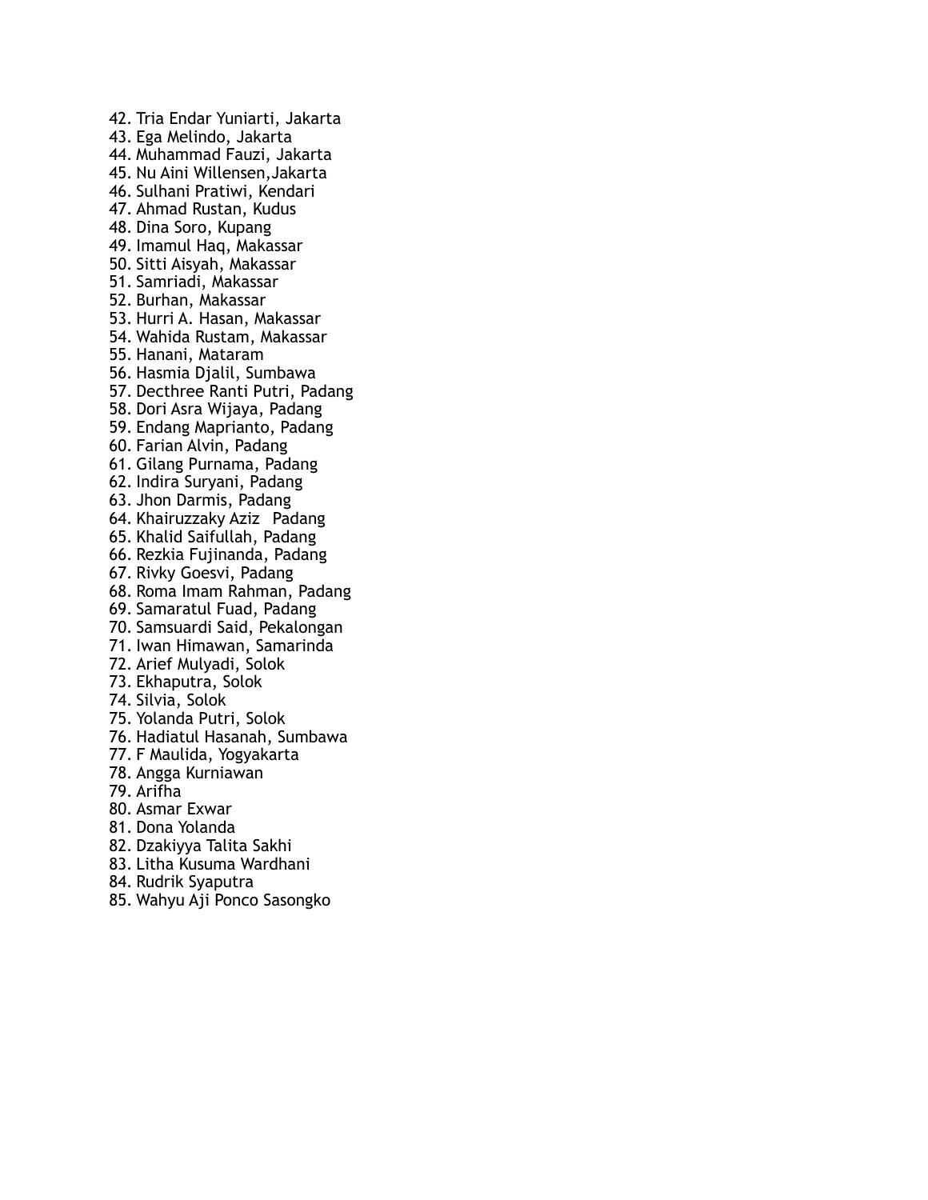42. Tria Endar Yuniarti, Jakarta
43. Ega Melindo, Jakarta
44. Muhammad Fauzi, Jakarta
45. Nu Aini Willensen,Jakarta
46. Sulhani Pratiwi, Kendari
47. Ahmad Rustan, Kudus
48. Dina Soro, Kupang
49. Imamul Haq, Makassar
50. Sitti Aisyah, Makassar
51. Samriadi, Makassar
52. Burhan, Makassar
53. Hurri A. Hasan, Makassar
54. Wahida Rustam, Makassar
55. Hanani, Mataram
56. Hasmia Djalil, Sumbawa
57. Decthree Ranti Putri, Padang
58. Dori Asra Wijaya, Padang
59. Endang Maprianto, Padang
60. Farian Alvin, Padang
61. Gilang Purnama, Padang
62. Indira Suryani, Padang
63. Jhon Darmis, Padang
64. Khairuzzaky Aziz  Padang
65. Khalid Saifullah, Padang
66. Rezkia Fujinanda, Padang
67. Rivky Goesvi, Padang
68. Roma Imam Rahman, Padang
69. Samaratul Fuad, Padang
70. Samsuardi Said, Pekalongan
71. Iwan Himawan, Samarinda
72. Arief Mulyadi, Solok
73. Ekhaputra, Solok
74. Silvia, Solok
75. Yolanda Putri, Solok
76. Hadiatul Hasanah, Sumbawa
77. F Maulida, Yogyakarta
78. Angga Kurniawan
79. Arifha
80. Asmar Exwar
81. Dona Yolanda
82. Dzakiyya Talita Sakhi
83. Litha Kusuma Wardhani
84. Rudrik Syaputra
85. Wahyu Aji Ponco Sasongko